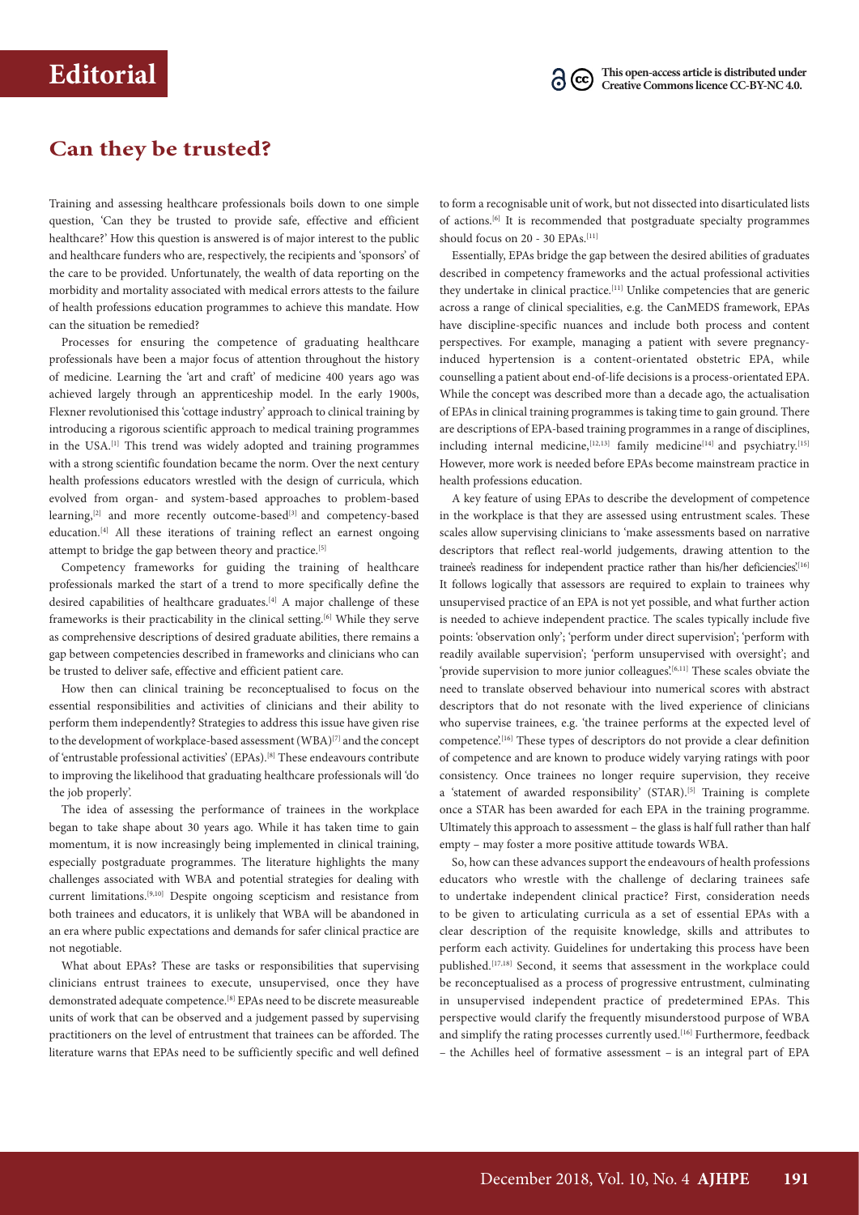# Editorial

This open-access article is distributed under Creative Commons licence CC-BY-NC 4.0.

## Can they be trusted?

Training and assessing healthcare professionals boils down to one simple question, 'Can they be trusted to provide safe, effective and efficient healthcare?' How this question is answered is of major interest to the public and healthcare funders who are, respectively, the recipients and 'sponsors' of the care to be provided. Unfortunately, the wealth of data reporting on the morbidity and mortality associated with medical errors attests to the failure of health professions education programmes to achieve this mandate. How can the situation be remedied?

Processes for ensuring the competence of graduating healthcare professionals have been a major focus of attention throughout the history of medicine. Learning the 'art and craft' of medicine 400 years ago was achieved largely through an apprenticeship model. In the early 1900s, Flexner revolutionised this 'cottage industry' approach to clinical training by introducing a rigorous scientific approach to medical training programmes in the USA.[1] This trend was widely adopted and training programmes with a strong scientific foundation became the norm. Over the next century health professions educators wrestled with the design of curricula, which evolved from organ- and system-based approaches to problem-based learning,[2] and more recently outcome-based[3] and competency-based education.[4] All these iterations of training reflect an earnest ongoing attempt to bridge the gap between theory and practice.[5]

Competency frameworks for guiding the training of healthcare professionals marked the start of a trend to more specifically define the desired capabilities of healthcare graduates.[4] A major challenge of these frameworks is their practicability in the clinical setting.[6] While they serve as comprehensive descriptions of desired graduate abilities, there remains a gap between competencies described in frameworks and clinicians who can be trusted to deliver safe, effective and efficient patient care.

How then can clinical training be reconceptualised to focus on the essential responsibilities and activities of clinicians and their ability to perform them independently? Strategies to address this issue have given rise to the development of workplace-based assessment (WBA)[7] and the concept of 'entrustable professional activities' (EPAs).[8] These endeavours contribute to improving the likelihood that graduating healthcare professionals will 'do the job properly'.

The idea of assessing the performance of trainees in the workplace began to take shape about 30 years ago. While it has taken time to gain momentum, it is now increasingly being implemented in clinical training, especially postgraduate programmes. The literature highlights the many challenges associated with WBA and potential strategies for dealing with current limitations.[9,10] Despite ongoing scepticism and resistance from both trainees and educators, it is unlikely that WBA will be abandoned in an era where public expectations and demands for safer clinical practice are not negotiable.

What about EPAs? These are tasks or responsibilities that supervising clinicians entrust trainees to execute, unsupervised, once they have demonstrated adequate competence.[8] EPAs need to be discrete measureable units of work that can be observed and a judgement passed by supervising practitioners on the level of entrustment that trainees can be afforded. The literature warns that EPAs need to be sufficiently specific and well defined to form a recognisable unit of work, but not dissected into disarticulated lists of actions.[6] It is recommended that postgraduate specialty programmes should focus on 20 - 30 EPAs.[11]

Essentially, EPAs bridge the gap between the desired abilities of graduates described in competency frameworks and the actual professional activities they undertake in clinical practice.[11] Unlike competencies that are generic across a range of clinical specialities, e.g. the CanMEDS framework, EPAs have discipline-specific nuances and include both process and content perspectives. For example, managing a patient with severe pregnancy-induced hypertension is a content-orientated obstetric EPA, while counselling a patient about end-of-life decisions is a process-orientated EPA. While the concept was described more than a decade ago, the actualisation of EPAs in clinical training programmes is taking time to gain ground. There are descriptions of EPA-based training programmes in a range of disciplines, including internal medicine,[12,13] family medicine[14] and psychiatry.[15] However, more work is needed before EPAs become mainstream practice in health professions education.

A key feature of using EPAs to describe the development of competence in the workplace is that they are assessed using entrustment scales. These scales allow supervising clinicians to 'make assessments based on narrative descriptors that reflect real-world judgements, drawing attention to the trainee's readiness for independent practice rather than his/her deficiencies'.[16] It follows logically that assessors are required to explain to trainees why unsupervised practice of an EPA is not yet possible, and what further action is needed to achieve independent practice. The scales typically include five points: 'observation only'; 'perform under direct supervision'; 'perform with readily available supervision'; 'perform unsupervised with oversight'; and 'provide supervision to more junior colleagues'.[6,11] These scales obviate the need to translate observed behaviour into numerical scores with abstract descriptors that do not resonate with the lived experience of clinicians who supervise trainees, e.g. 'the trainee performs at the expected level of competence'.[16] These types of descriptors do not provide a clear definition of competence and are known to produce widely varying ratings with poor consistency. Once trainees no longer require supervision, they receive a 'statement of awarded responsibility' (STAR).[5] Training is complete once a STAR has been awarded for each EPA in the training programme. Ultimately this approach to assessment – the glass is half full rather than half empty – may foster a more positive attitude towards WBA.

So, how can these advances support the endeavours of health professions educators who wrestle with the challenge of declaring trainees safe to undertake independent clinical practice? First, consideration needs to be given to articulating curricula as a set of essential EPAs with a clear description of the requisite knowledge, skills and attributes to perform each activity. Guidelines for undertaking this process have been published.[17,18] Second, it seems that assessment in the workplace could be reconceptualised as a process of progressive entrustment, culminating in unsupervised independent practice of predetermined EPAs. This perspective would clarify the frequently misunderstood purpose of WBA and simplify the rating processes currently used.[16] Furthermore, feedback – the Achilles heel of formative assessment – is an integral part of EPA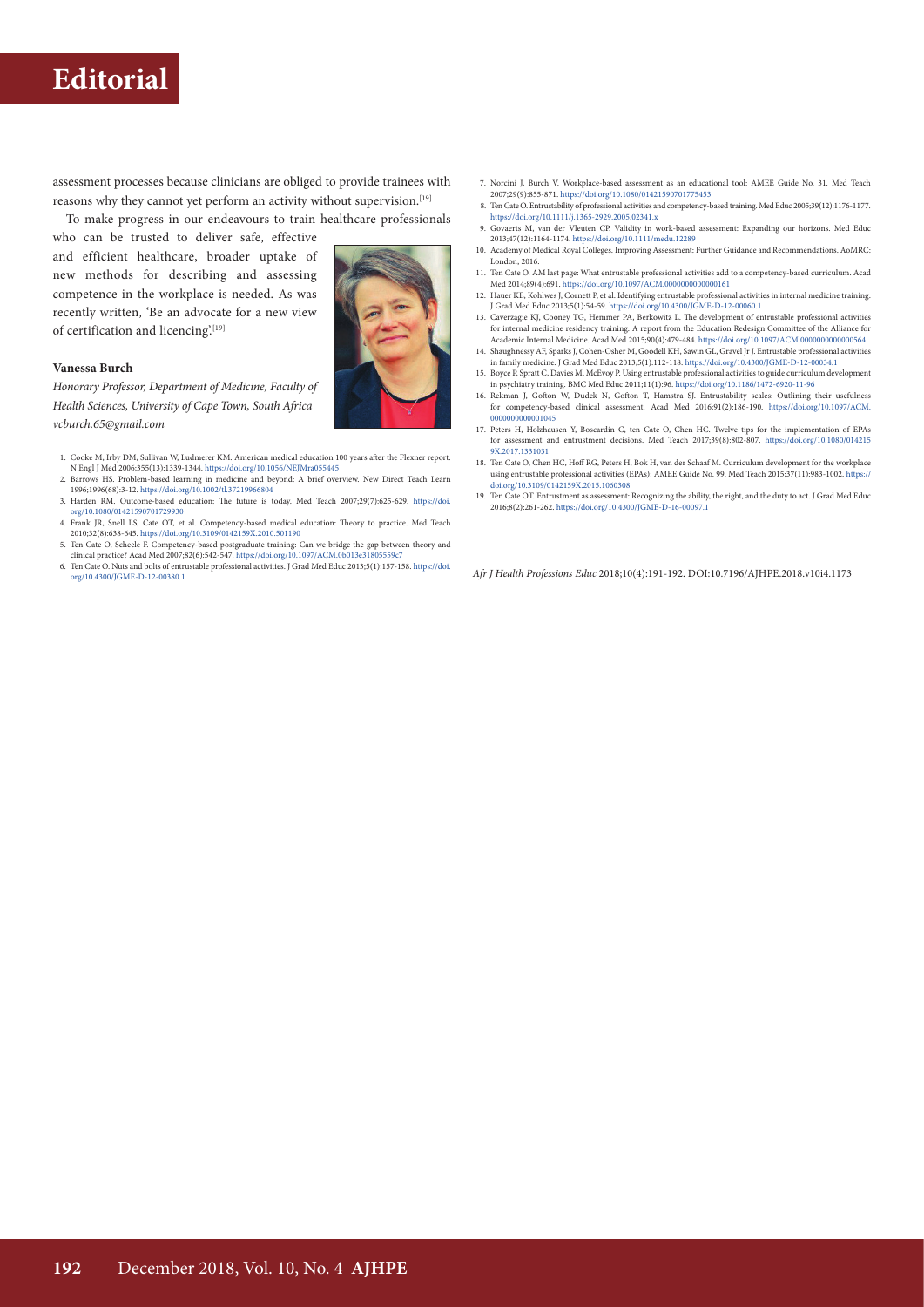assessment processes because clinicians are obliged to provide trainees with reasons why they cannot yet perform an activity without supervision.[19]

To make progress in our endeavours to train healthcare professionals who can be trusted to deliver safe, effective and efficient healthcare, broader uptake of new methods for describing and assessing competence in the workplace is needed. As was recently written, 'Be an advocate for a new view of certification and licencing'.[19]

**Vanessa Burch**

*Honorary Professor, Department of Medicine, Faculty of Health Sciences, University of Cape Town, South Africa*
*vcburch.65@gmail.com*

1. Cooke M, Irby DM, Sullivan W, Ludmerer KM. American medical education 100 years after the Flexner report. N Engl J Med 2006;355(13):1339-1344. https://doi.org/10.1056/NEJMra055445
2. Barrows HS. Problem-based learning in medicine and beyond: A brief overview. New Direct Teach Learn 1996;1996(68):3-12. https://doi.org/10.1002/tl.37219966804
3. Harden RM. Outcome-based education: The future is today. Med Teach 2007;29(7):625-629. https://doi.org/10.1080/01421590701729930
4. Frank JR, Snell LS, Cate OT, et al. Competency-based medical education: Theory to practice. Med Teach 2010;32(8):638-645. https://doi.org/10.3109/0142159X.2010.501190
5. Ten Cate O, Scheele F. Competency-based postgraduate training: Can we bridge the gap between theory and clinical practice? Acad Med 2007;82(6):542-547. https://doi.org/10.1097/ACM.0b013e31805559c7
6. Ten Cate O. Nuts and bolts of entrustable professional activities. J Grad Med Educ 2013;5(1):157-158. https://doi.org/10.4300/JGME-D-12-00380.1
7. Norcini J, Burch V. Workplace-based assessment as an educational tool: AMEE Guide No. 31. Med Teach 2007;29(9):855-871. https://doi.org/10.1080/01421590701775453
8. Ten Cate O. Entrustability of professional activities and competency-based training. Med Educ 2005;39(12):1176-1177. https://doi.org/10.1111/j.1365-2929.2005.02341.x
9. Govaerts M, van der Vleuten CP. Validity in work-based assessment: Expanding our horizons. Med Educ 2013;47(12):1164-1174. https://doi.org/10.1111/medu.12289
10. Academy of Medical Royal Colleges. Improving Assessment: Further Guidance and Recommendations. AoMRC: London, 2016.
11. Ten Cate O. AM last page: What entrustable professional activities add to a competency-based curriculum. Acad Med 2014;89(4):691. https://doi.org/10.1097/ACM.0000000000000161
12. Hauer KE, Kohlwes J, Cornett P, et al. Identifying entrustable professional activities in internal medicine training. J Grad Med Educ 2013;5(1):54-59. https://doi.org/10.4300/JGME-D-12-00060.1
13. Caverzagie KJ, Cooney TG, Hemmer PA, Berkowitz L. The development of entrustable professional activities for internal medicine residency training: A report from the Education Redesign Committee of the Alliance for Academic Internal Medicine. Acad Med 2015;90(4):479-484. https://doi.org/10.1097/ACM.0000000000000564
14. Shaughnessy AF, Sparks J, Cohen-Osher M, Goodell KH, Sawin GL, Gravel Jr J. Entrustable professional activities in family medicine. J Grad Med Educ 2013;5(1):112-118. https://doi.org/10.4300/JGME-D-12-00034.1
15. Boyce P, Spratt C, Davies M, McEvoy P. Using entrustable professional activities to guide curriculum development in psychiatry training. BMC Med Educ 2011;11(1):96. https://doi.org/10.1186/1472-6920-11-96
16. Rekman J, Gofton W, Dudek N, Gofton T, Hamstra SJ. Entrustability scales: Outlining their usefulness for competency-based clinical assessment. Acad Med 2016;91(2):186-190. https://doi.org/10.1097/ACM.0000000000001045
17. Peters H, Holzhausen Y, Boscardin C, ten Cate O, Chen HC. Twelve tips for the implementation of EPAs for assessment and entrustment decisions. Med Teach 2017;39(8):802-807. https://doi.org/10.1080/0142159X.2017.1331031
18. Ten Cate O, Chen HC, Hoff RG, Peters H, Bok H, van der Schaaf M. Curriculum development for the workplace using entrustable professional activities (EPAs): AMEE Guide No. 99. Med Teach 2015;37(11):983-1002. https://doi.org/10.3109/0142159X.2015.1060308
19. Ten Cate OT. Entrustment as assessment: Recognizing the ability, the right, and the duty to act. J Grad Med Educ 2016;8(2):261-262. https://doi.org/10.4300/JGME-D-16-00097.1

*Afr J Health Professions Educ* 2018;10(4):191-192. DOI:10.7196/AJHPE.2018.v10i4.1173